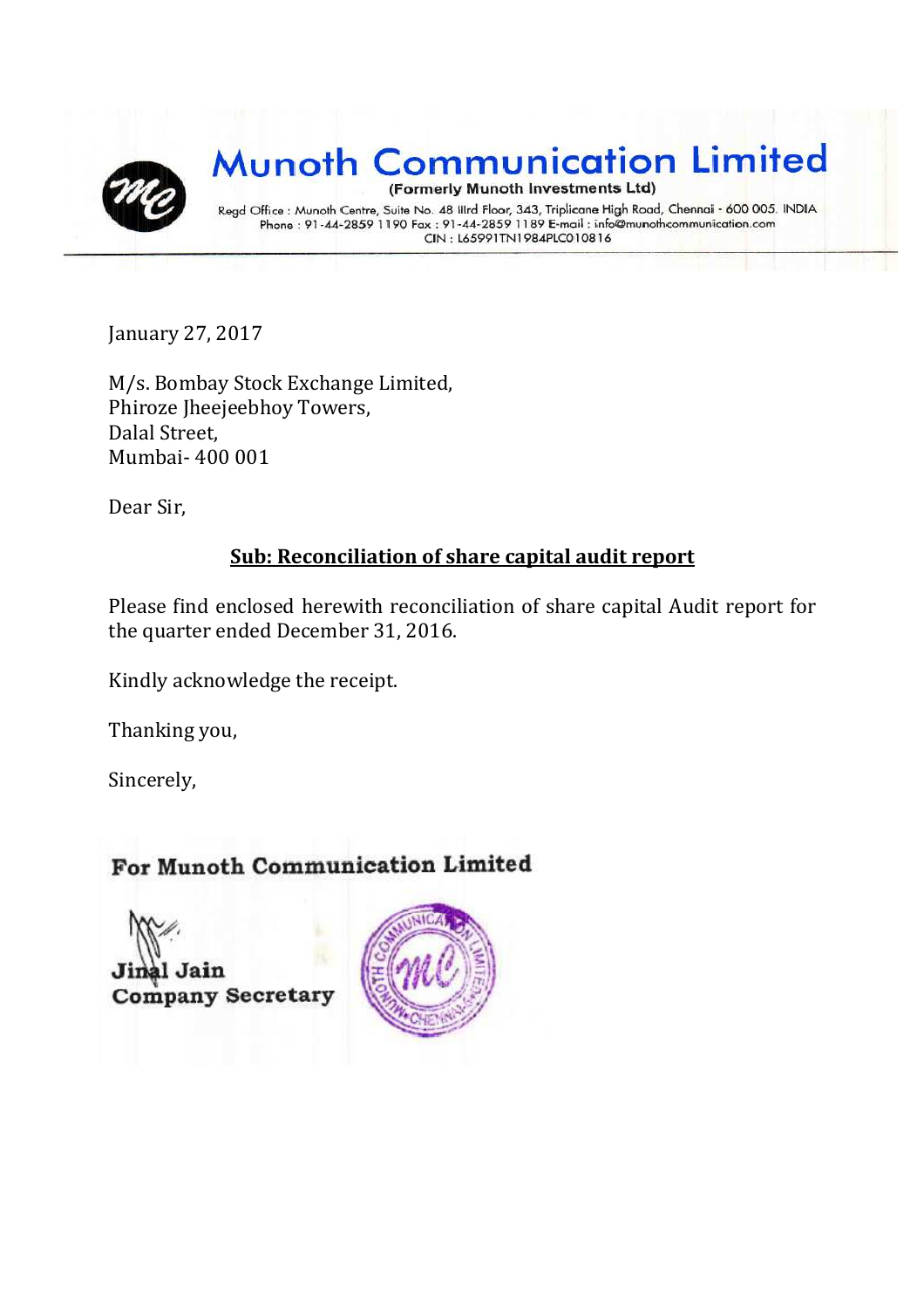# Munoth Communication Limited

**(Formerly Munoth Investments Ltd)**

Regd Office : Munoth Centre, Suite No. 48 IIIrd Floor, 343, Triplicane High Road, Chennai - 600 005. INDIA
Phone : 91-44-2859 1190 Fax : 91-44-2859 1189 E-mail : info@munothcommunication.com
CIN : L65991TN1984PLC010816

January 27, 2017

M/s. Bombay Stock Exchange Limited,
Phiroze Jheejeebhoy Towers,
Dalal Street,
Mumbai- 400 001

Dear Sir,

**Sub: Reconciliation of share capital audit report**

Please find enclosed herewith reconciliation of share capital Audit report for the quarter ended December 31, 2016.

Kindly acknowledge the receipt.

Thanking you,

Sincerely,

**For Munoth Communication Limited**

**Jinal Jain**
**Company Secretary**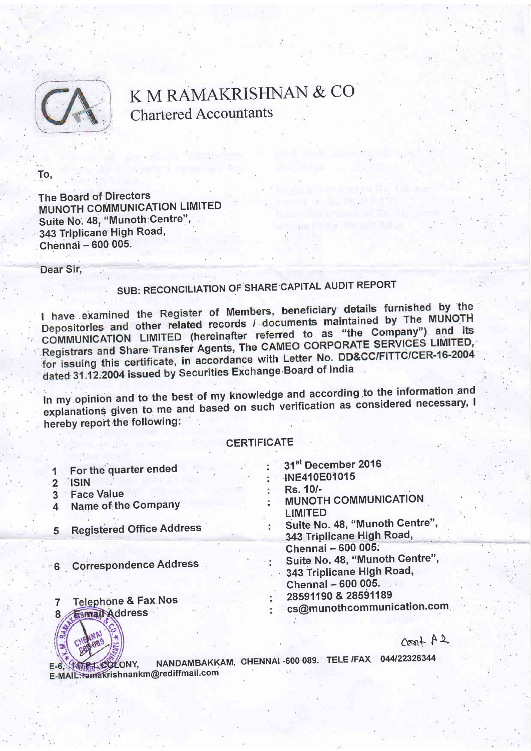# K M RAMAKRISHNAN & CO

Chartered Accountants

To,

The Board of Directors
MUNOTH COMMUNICATION LIMITED
Suite No. 48, "Munoth Centre",
343 Triplicane High Road,
Chennai – 600 005.

Dear Sir,

## SUB: RECONCILIATION OF SHARE CAPITAL AUDIT REPORT

I have examined the Register of Members, beneficiary details furnished by the Depositories and other related records / documents maintained by The MUNOTH COMMUNICATION LIMITED (hereinafter referred to as "the Company") and its Registrars and Share Transfer Agents, The CAMEO CORPORATE SERVICES LIMITED, for issuing this certificate, in accordance with Letter No. DD&CC/FITTC/CER-16-2004 dated 31.12.2004 issued by Securities Exchange Board of India

In my opinion and to the best of my knowledge and according to the information and explanations given to me and based on such verification as considered necessary, I hereby report the following:

## CERTIFICATE

| | | | |
|---|---|---|---|
| 1 | For the quarter ended | : | 31st December 2016 |
| 2 | ISIN | : | INE410E01015 |
| 3 | Face Value | : | Rs. 10/- |
| 4 | Name of the Company | : | MUNOTH COMMUNICATION LIMITED |
| 5 | Registered Office Address | : | Suite No. 48, "Munoth Centre", 343 Triplicane High Road, Chennai – 600 005. |
| 6 | Correspondence Address | : | Suite No. 48, "Munoth Centre", 343 Triplicane High Road, Chennai – 600 005. |
| 7 | Telephone & Fax Nos | : | 28591190 & 28591189 |
| 8 | Email Address | : | cs@munothcommunication.com |

Cont P 2

E-6, NGO COLONY, NANDAMBAKKAM, CHENNAI -600 089. TELE /FAX 044/22326344
E-MAIL: ramakrishnankm@rediffmail.com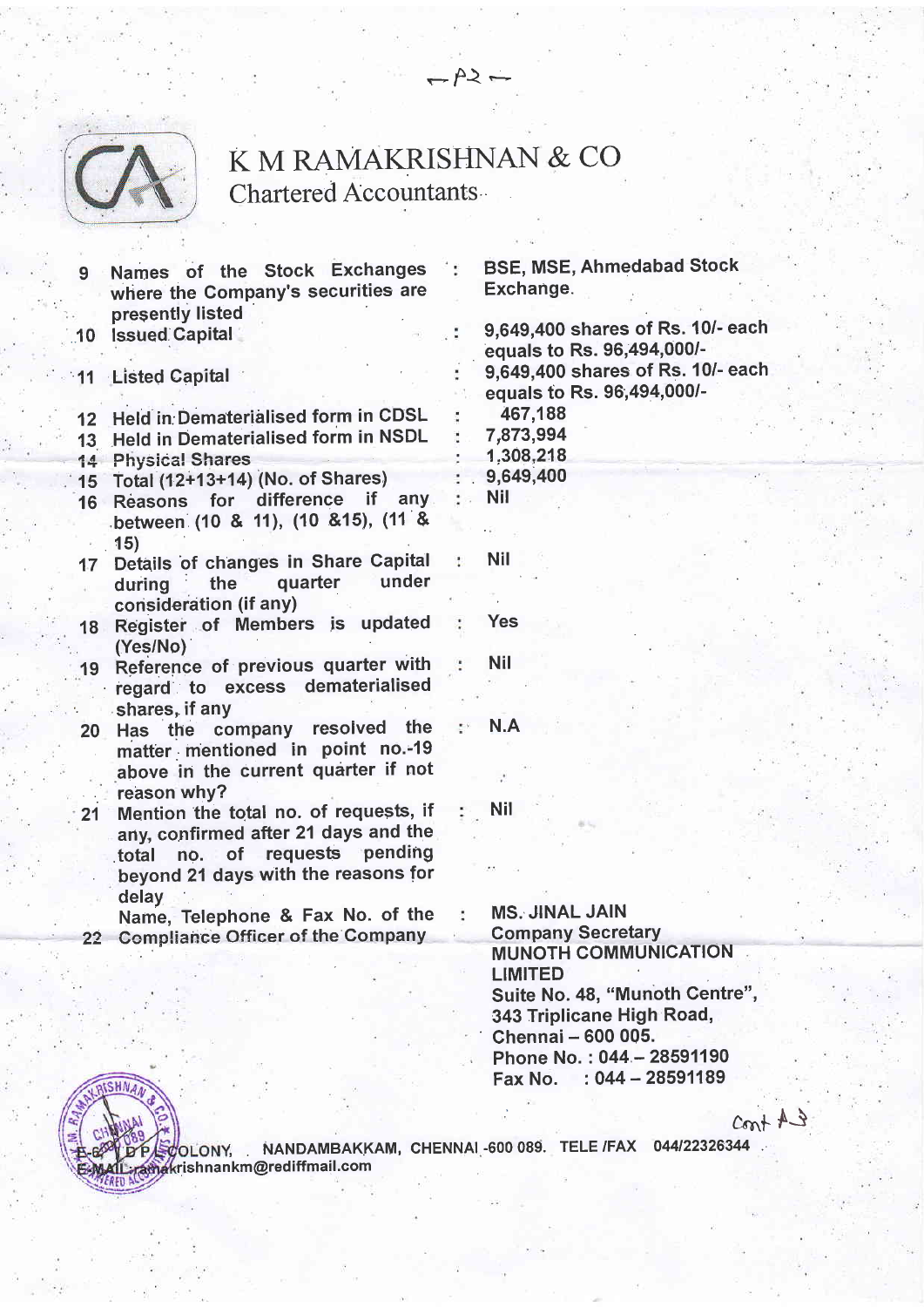# K M RAMAKRISHNAN & CO

Chartered Accountants

| | | | |
|---|---|---|---|
| 9 | Names of the Stock Exchanges where the Company's securities are presently listed | : | BSE, MSE, Ahmedabad Stock Exchange. |
| 10 | Issued Capital | : | 9,649,400 shares of Rs. 10/- each equals to Rs. 96,494,000/- |
| 11 | Listed Capital | : | 9,649,400 shares of Rs. 10/- each equals to Rs. 96,494,000/- |
| 12 | Held in Dematerialised form in CDSL | : | 467,188 |
| 13 | Held in Dematerialised form in NSDL | : | 7,873,994 |
| 14 | Physical Shares | : | 1,308,218 |
| 15 | Total (12+13+14) (No. of Shares) | : | 9,649,400 |
| 16 | Reasons for difference if any between (10 & 11), (10 &15), (11 & 15) | : | Nil |
| 17 | Details of changes in Share Capital during the quarter under consideration (if any) | : | Nil |
| 18 | Register of Members is updated (Yes/No) | : | Yes |
| 19 | Reference of previous quarter with regard to excess dematerialised shares, if any | : | Nil |
| 20 | Has the company resolved the matter mentioned in point no.-19 above in the current quarter if not reason why? | : | N.A |
| 21 | Mention the total no. of requests, if any, confirmed after 21 days and the total no. of requests pending beyond 21 days with the reasons for delay | : | Nil |
| 22 | Name, Telephone & Fax No. of the Compliance Officer of the Company | : | MS. JINAL JAIN<br>Company Secretary<br>MUNOTH COMMUNICATION LIMITED<br>Suite No. 48, "Munoth Centre",<br>343 Triplicane High Road,<br>Chennai – 600 005.<br>Phone No. : 044 – 28591190<br>Fax No. : 044 – 28591189 |

Cont A3

E-6, D P COLONY, NANDAMBAKKAM, CHENNAI -600 089. TELE /FAX 044/22326344
E-MAIL: ramakrishnankm@rediffmail.com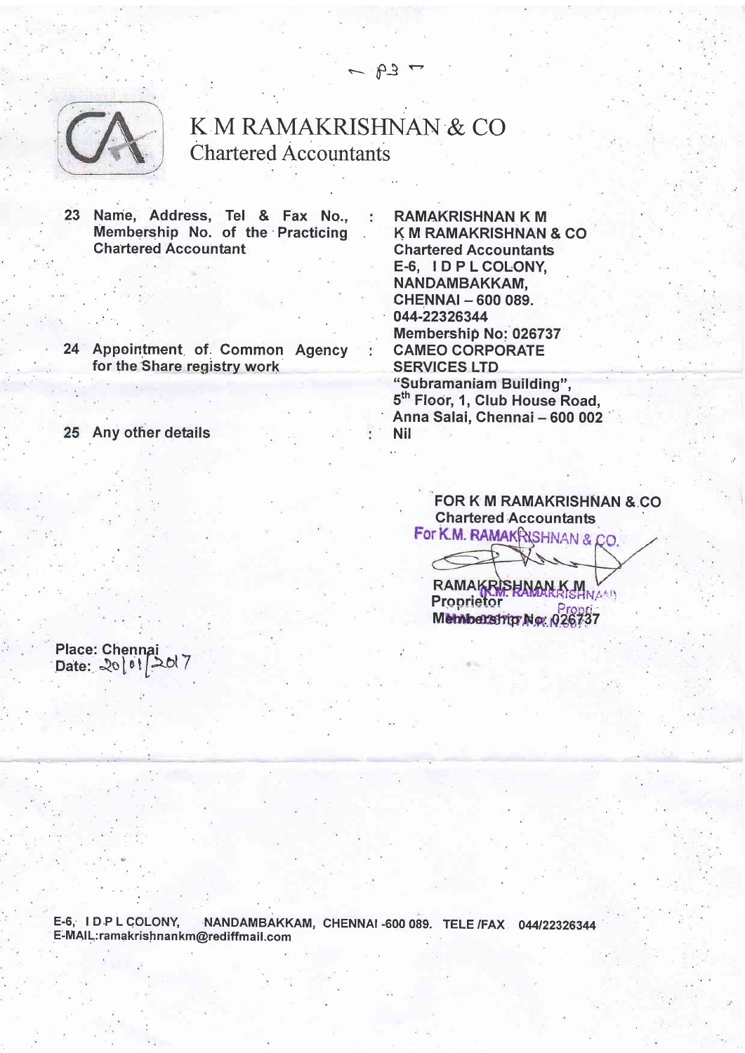# K M RAMAKRISHNAN & CO
Chartered Accountants

| | | | |
|---|---|---|---|
| 23 | Name, Address, Tel & Fax No., Membership No. of the Practicing Chartered Accountant | : | RAMAKRISHNAN K M<br>K M RAMAKRISHNAN & CO<br>Chartered Accountants<br>E-6, I D P L COLONY,<br>NANDAMBAKKAM,<br>CHENNAI – 600 089.<br>044-22326344<br>Membership No: 026737 |
| 24 | Appointment of Common Agency for the Share registry work | : | CAMEO CORPORATE SERVICES LTD<br>"Subramaniam Building",<br>5th Floor, 1, Club House Road,<br>Anna Salai, Chennai – 600 002 |
| 25 | Any other details | : | Nil |

FOR K M RAMAKRISHNAN & CO
Chartered Accountants

For K.M. RAMAKRISHNAN & CO.

RAMAKRISHNAN K M
Proprietor
Membership No: 026737

Place: Chennai
Date: 20/01/2017

E-6, I D P L COLONY, NANDAMBAKKAM, CHENNAI -600 089. TELE /FAX 044/22326344
E-MAIL:ramakrishnankm@rediffmail.com